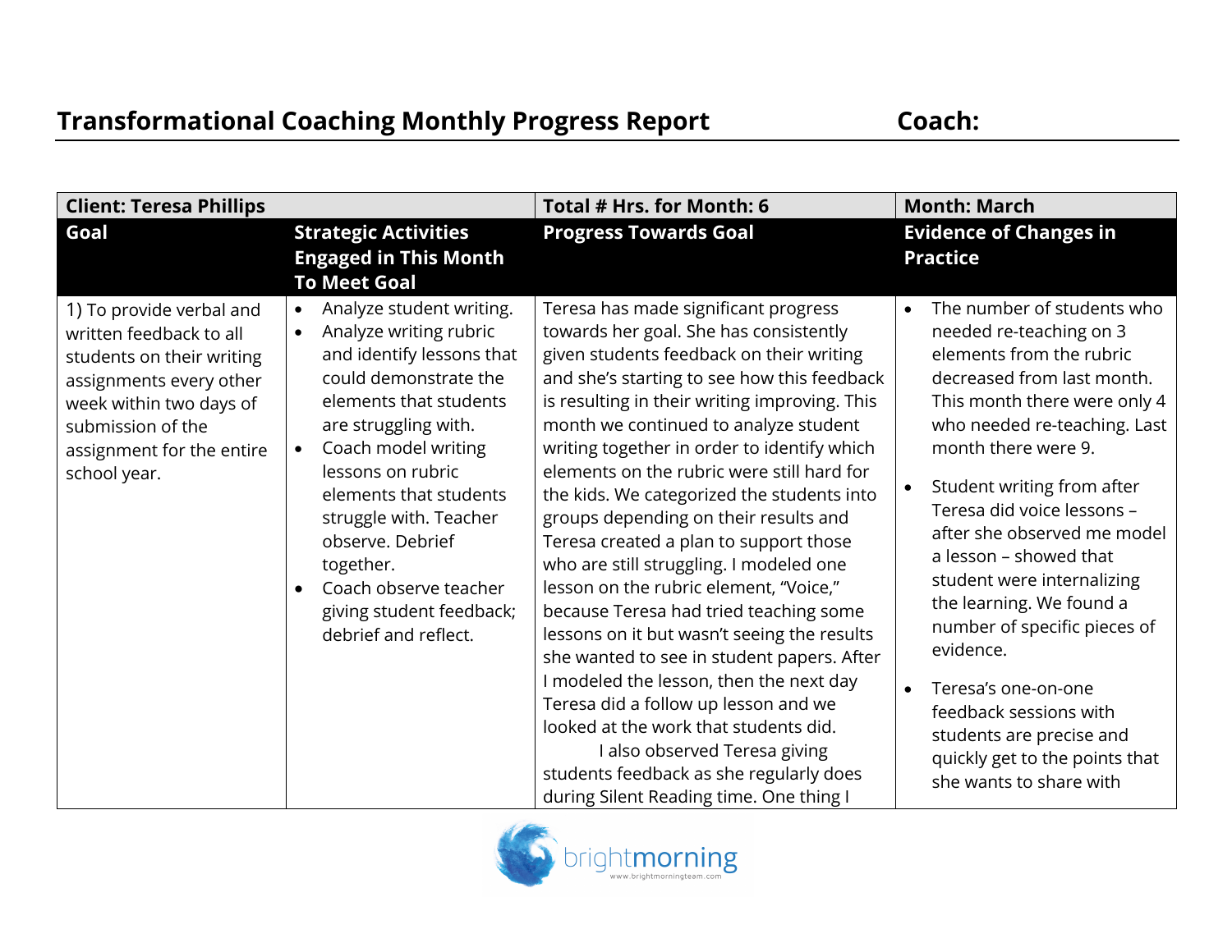# Transformational Coaching Monthly Progress Report

**Coach:**

| **Client: Teresa Phillips** | | **Total # Hrs. for Month: 6** | **Month: March** |
|---|---|---|---|
| **Goal** | **Strategic Activities Engaged in This Month To Meet Goal** | **Progress Towards Goal** | **Evidence of Changes in Practice** |
| 1) To provide verbal and written feedback to all students on their writing assignments every other week within two days of submission of the assignment for the entire school year. | • Analyze student writing.<br>• Analyze writing rubric and identify lessons that could demonstrate the elements that students are struggling with.<br>• Coach model writing lessons on rubric elements that students struggle with. Teacher observe. Debrief together.<br>• Coach observe teacher giving student feedback; debrief and reflect. | Teresa has made significant progress towards her goal. She has consistently given students feedback on their writing and she's starting to see how this feedback is resulting in their writing improving. This month we continued to analyze student writing together in order to identify which elements on the rubric were still hard for the kids. We categorized the students into groups depending on their results and Teresa created a plan to support those who are still struggling. I modeled one lesson on the rubric element, "Voice," because Teresa had tried teaching some lessons on it but wasn't seeing the results she wanted to see in student papers. After I modeled the lesson, then the next day Teresa did a follow up lesson and we looked at the work that students did.<br>I also observed Teresa giving students feedback as she regularly does during Silent Reading time. One thing I | • The number of students who needed re-teaching on 3 elements from the rubric decreased from last month. This month there were only 4 who needed re-teaching. Last month there were 9.<br>• Student writing from after Teresa did voice lessons – after she observed me model a lesson – showed that student were internalizing the learning. We found a number of specific pieces of evidence.<br>• Teresa's one-on-one feedback sessions with students are precise and quickly get to the points that she wants to share with |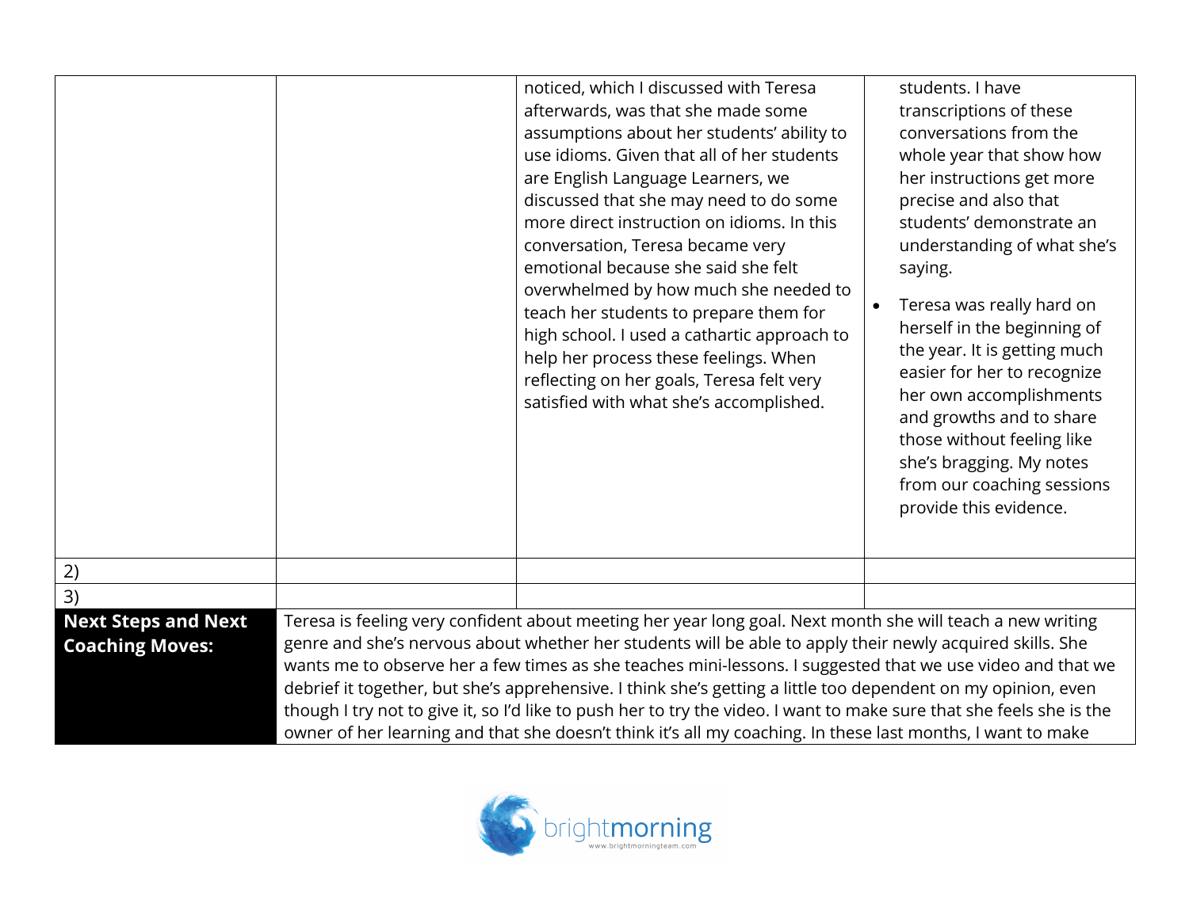| | | | |
|---|---|---|---|
| | | noticed, which I discussed with Teresa afterwards, was that she made some assumptions about her students' ability to use idioms. Given that all of her students are English Language Learners, we discussed that she may need to do some more direct instruction on idioms. In this conversation, Teresa became very emotional because she said she felt overwhelmed by how much she needed to teach her students to prepare them for high school. I used a cathartic approach to help her process these feelings. When reflecting on her goals, Teresa felt very satisfied with what she's accomplished. | students. I have transcriptions of these conversations from the whole year that show how her instructions get more precise and also that students' demonstrate an understanding of what she's saying.<br>• Teresa was really hard on herself in the beginning of the year. It is getting much easier for her to recognize her own accomplishments and growths and to share those without feeling like she's bragging. My notes from our coaching sessions provide this evidence. |
| 2) | | | |
| 3) | | | |
| **Next Steps and Next Coaching Moves:** | Teresa is feeling very confident about meeting her year long goal. Next month she will teach a new writing genre and she's nervous about whether her students will be able to apply their newly acquired skills. She wants me to observe her a few times as she teaches mini-lessons. I suggested that we use video and that we debrief it together, but she's apprehensive. I think she's getting a little too dependent on my opinion, even though I try not to give it, so I'd like to push her to try the video. I want to make sure that she feels she is the owner of her learning and that she doesn't think it's all my coaching. In these last months, I want to make | | |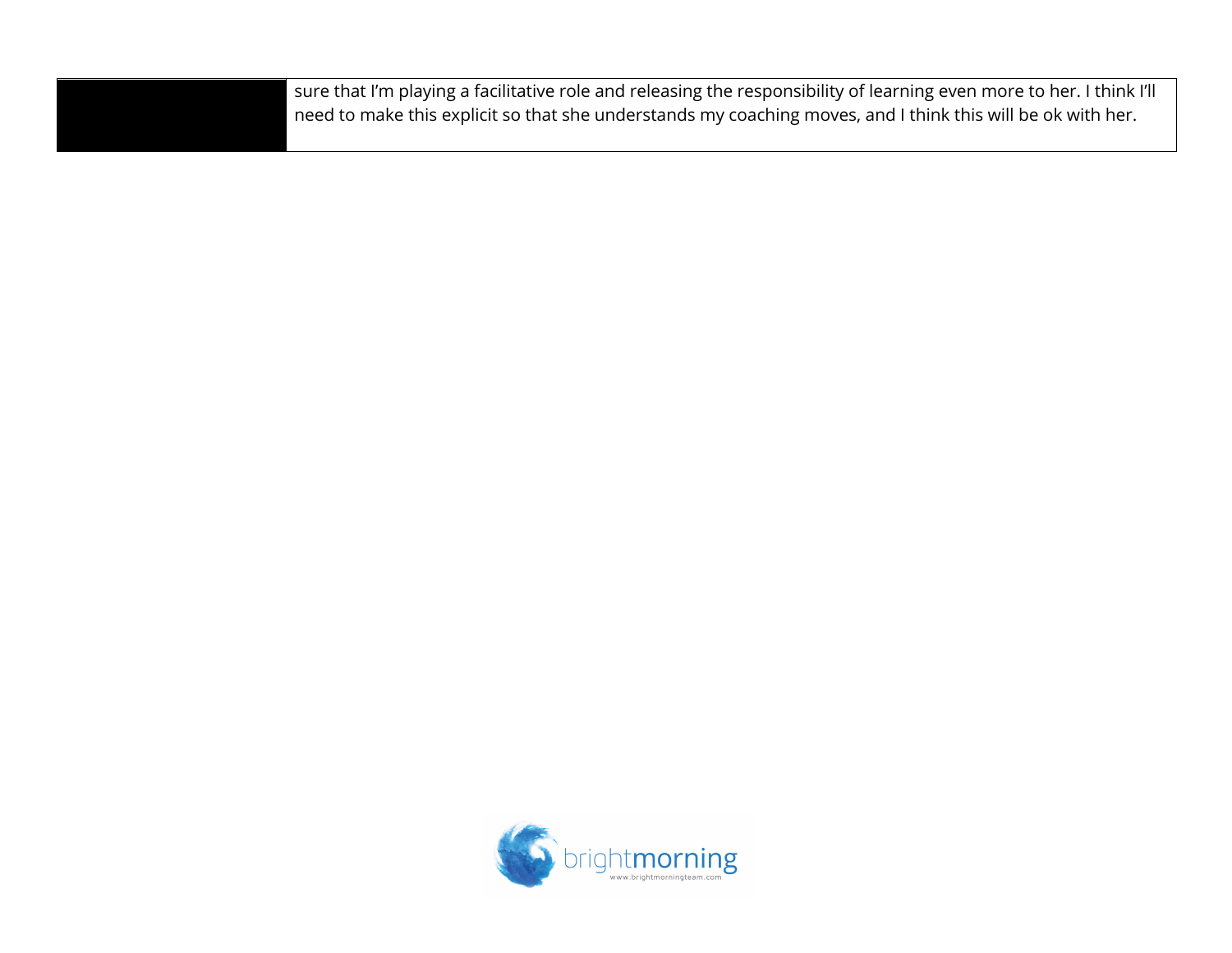| | |
|---|---|
| | sure that I'm playing a facilitative role and releasing the responsibility of learning even more to her. I think I'll need to make this explicit so that she understands my coaching moves, and I think this will be ok with her. |